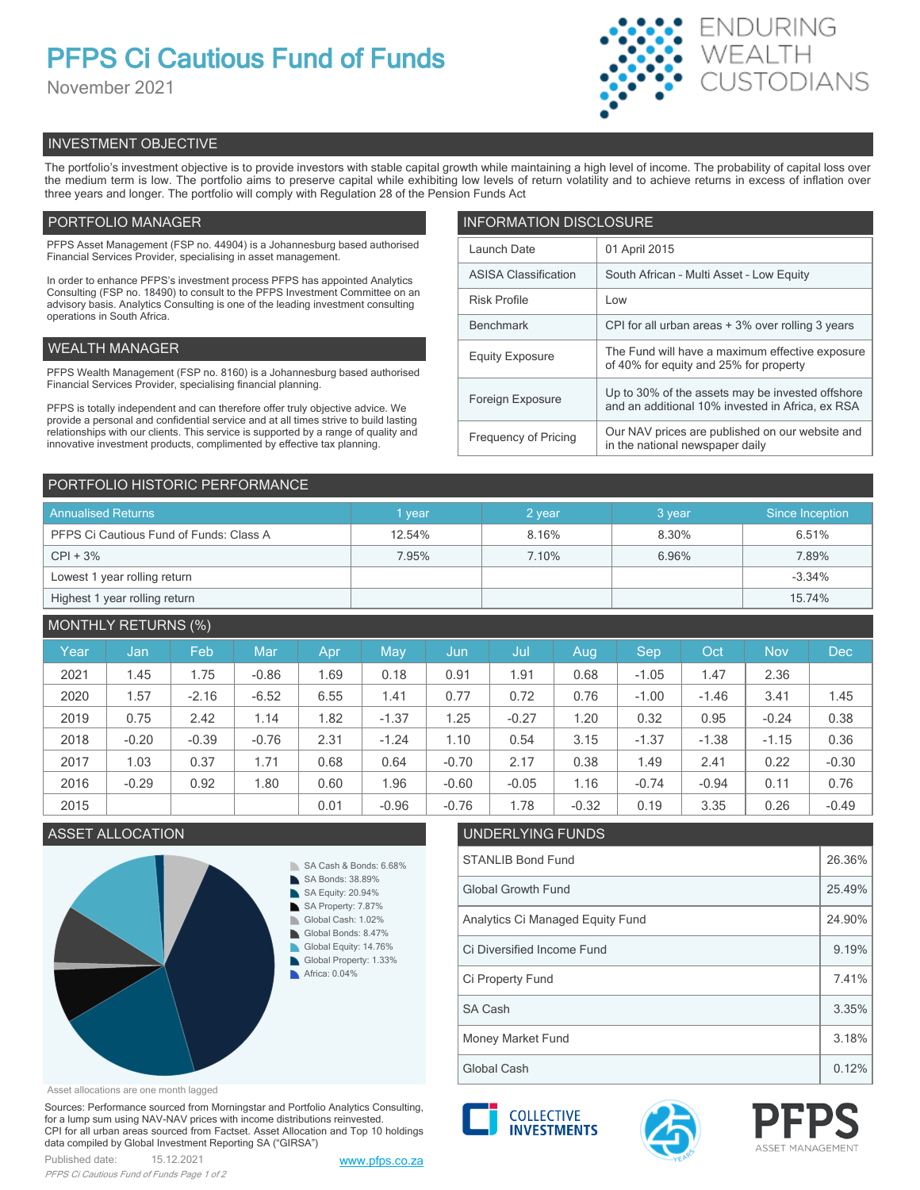# PFPS Ci Cautious Fund of Funds

November 2021

ENDURING WEALTH CUSTODIANS

## INVESTMENT OBJECTIVE

The portfolio's investment objective is to provide investors with stable capital growth while maintaining a high level of income. The probability of capital loss over the medium term is low. The portfolio aims to preserve capital while exhibiting low levels of return volatility and to achieve returns in excess of inflation over three years and longer. The portfolio will comply with Regulation 28 of the Pension Funds Act

## PORTFOLIO MANAGER

PFPS Asset Management (FSP no. 44904) is a Johannesburg based authorised Financial Services Provider, specialising in asset management.

In order to enhance PFPS's investment process PFPS has appointed Analytics Consulting (FSP no. 18490) to consult to the PFPS Investment Committee on an advisory basis. Analytics Consulting is one of the leading investment consulting operations in South Africa.

## WEALTH MANAGER

PFPS Wealth Management (FSP no. 8160) is a Johannesburg based authorised Financial Services Provider, specialising financial planning.

PFPS is totally independent and can therefore offer truly objective advice. We provide a personal and confidential service and at all times strive to build lasting relationships with our clients. This service is supported by a range of quality and innovative investment products, complimented by effective tax planning.

## INFORMATION DISCLOSURE

| | |
|---|---|
| Launch Date | 01 April 2015 |
| ASISA Classification | South African - Multi Asset - Low Equity |
| Risk Profile | Low |
| Benchmark | CPI for all urban areas + 3% over rolling 3 years |
| Equity Exposure | The Fund will have a maximum effective exposure of 40% for equity and 25% for property |
| Foreign Exposure | Up to 30% of the assets may be invested offshore and an additional 10% invested in Africa, ex RSA |
| Frequency of Pricing | Our NAV prices are published on our website and in the national newspaper daily |

## PORTFOLIO HISTORIC PERFORMANCE

| Annualised Returns | 1 year | 2 year | 3 year | Since Inception |
|---|---|---|---|---|
| PFPS Ci Cautious Fund of Funds: Class A | 12.54% | 8.16% | 8.30% | 6.51% |
| CPI + 3% | 7.95% | 7.10% | 6.96% | 7.89% |
| Lowest 1 year rolling return | | | | -3.34% |
| Highest 1 year rolling return | | | | 15.74% |

## MONTHLY RETURNS (%)

| Year | Jan | Feb | Mar | Apr | May | Jun | Jul | Aug | Sep | Oct | Nov | Dec |
|---|---|---|---|---|---|---|---|---|---|---|---|---|
| 2021 | 1.45 | 1.75 | -0.86 | 1.69 | 0.18 | 0.91 | 1.91 | 0.68 | -1.05 | 1.47 | 2.36 | |
| 2020 | 1.57 | -2.16 | -6.52 | 6.55 | 1.41 | 0.77 | 0.72 | 0.76 | -1.00 | -1.46 | 3.41 | 1.45 |
| 2019 | 0.75 | 2.42 | 1.14 | 1.82 | -1.37 | 1.25 | -0.27 | 1.20 | 0.32 | 0.95 | -0.24 | 0.38 |
| 2018 | -0.20 | -0.39 | -0.76 | 2.31 | -1.24 | 1.10 | 0.54 | 3.15 | -1.37 | -1.38 | -1.15 | 0.36 |
| 2017 | 1.03 | 0.37 | 1.71 | 0.68 | 0.64 | -0.70 | 2.17 | 0.38 | 1.49 | 2.41 | 0.22 | -0.30 |
| 2016 | -0.29 | 0.92 | 1.80 | 0.60 | 1.96 | -0.60 | -0.05 | 1.16 | -0.74 | -0.94 | 0.11 | 0.76 |
| 2015 | | | | 0.01 | -0.96 | -0.76 | 1.78 | -0.32 | 0.19 | 3.35 | 0.26 | -0.49 |

## ASSET ALLOCATION

- SA Cash & Bonds: 6.68%
- SA Bonds: 38.89%
- SA Equity: 20.94%
- SA Property: 7.87%
- Global Cash: 1.02%
- Global Bonds: 8.47%
- Global Equity: 14.76%
- Global Property: 1.33%
- Africa: 0.04%

Asset allocations are one month lagged

## UNDERLYING FUNDS

| | |
|---|---|
| STANLIB Bond Fund | 26.36% |
| Global Growth Fund | 25.49% |
| Analytics Ci Managed Equity Fund | 24.90% |
| Ci Diversified Income Fund | 9.19% |
| Ci Property Fund | 7.41% |
| SA Cash | 3.35% |
| Money Market Fund | 3.18% |
| Global Cash | 0.12% |

Sources: Performance sourced from Morningstar and Portfolio Analytics Consulting, for a lump sum using NAV-NAV prices with income distributions reinvested. CPI for all urban areas sourced from Factset. Asset Allocation and Top 10 holdings data compiled by Global Investment Reporting SA ("GIRSA")

Published date: 15.12.2021

www.pfps.co.za

COLLECTIVE INVESTMENTS

PFPS ASSET MANAGEMENT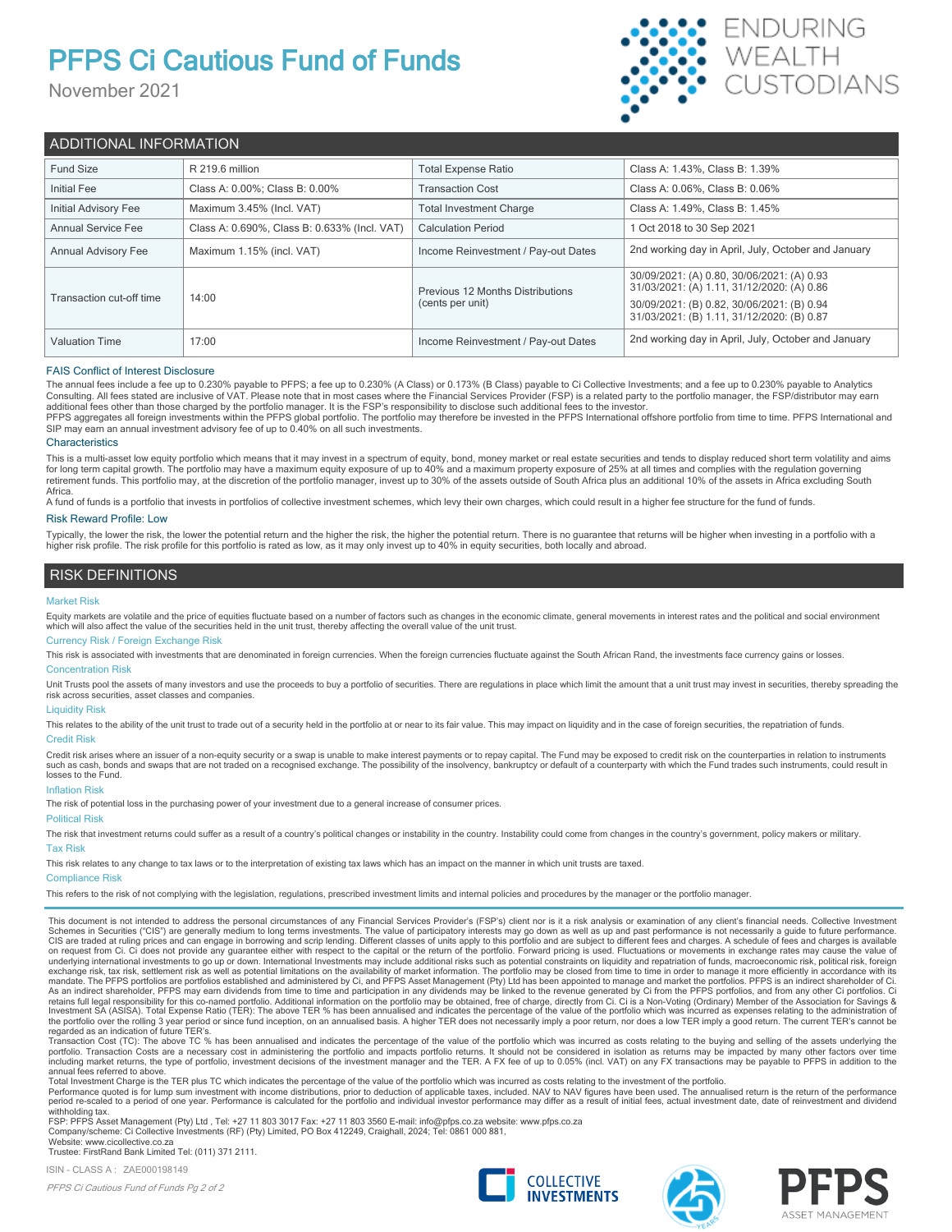// PFPS Ci Cautious Fund of Funds

November 2021

ENDURING WEALTH CUSTODIANS

## ADDITIONAL INFORMATION

| | | | |
|---|---|---|---|
| Fund Size | R 219.6 million | Total Expense Ratio | Class A: 1.43%, Class B: 1.39% |
| Initial Fee | Class A: 0.00%; Class B: 0.00% | Transaction Cost | Class A: 0.06%, Class B: 0.06% |
| Initial Advisory Fee | Maximum 3.45% (Incl. VAT) | Total Investment Charge | Class A: 1.49%, Class B: 1.45% |
| Annual Service Fee | Class A: 0.690%, Class B: 0.633% (Incl. VAT) | Calculation Period | 1 Oct 2018 to 30 Sep 2021 |
| Annual Advisory Fee | Maximum 1.15% (incl. VAT) | Income Reinvestment / Pay-out Dates | 2nd working day in April, July, October and January |
| Transaction cut-off time | 14:00 | Previous 12 Months Distributions (cents per unit) | 30/09/2021: (A) 0.80, 30/06/2021: (A) 0.93 31/03/2021: (A) 1.11, 31/12/2020: (A) 0.86 30/09/2021: (B) 0.82, 30/06/2021: (B) 0.94 31/03/2021: (B) 1.11, 31/12/2020: (B) 0.87 |
| Valuation Time | 17:00 | Income Reinvestment / Pay-out Dates | 2nd working day in April, July, October and January |

### FAIS Conflict of Interest Disclosure

The annual fees include a fee up to 0.230% payable to PFPS; a fee up to 0.230% (A Class) or 0.173% (B Class) payable to Ci Collective Investments; and a fee up to 0.230% payable to Analytics Consulting. All fees stated are inclusive of VAT. Please note that in most cases where the Financial Services Provider (FSP) is a related party to the portfolio manager, the FSP/distributor may earn additional fees other than those charged by the portfolio manager. It is the FSP's responsibility to disclose such additional fees to the investor.
PFPS aggregates all foreign investments within the PFPS global portfolio. The portfolio may therefore be invested in the PFPS International offshore portfolio from time to time. PFPS International and SIP may earn an annual investment advisory fee of up to 0.40% on all such investments.

### Characteristics

This is a multi-asset low equity portfolio which means that it may invest in a spectrum of equity, bond, money market or real estate securities and tends to display reduced short term volatility and aims for long term capital growth. The portfolio may have a maximum equity exposure of up to 40% and a maximum property exposure of 25% at all times and complies with the regulation governing retirement funds. This portfolio may, at the discretion of the portfolio manager, invest up to 30% of the assets outside of South Africa plus an additional 10% of the assets in Africa excluding South Africa.
A fund of funds is a portfolio that invests in portfolios of collective investment schemes, which levy their own charges, which could result in a higher fee structure for the fund of funds.

### Risk Reward Profile: Low

Typically, the lower the risk, the lower the potential return and the higher the risk, the higher the potential return. There is no guarantee that returns will be higher when investing in a portfolio with a higher risk profile. The risk profile for this portfolio is rated as low, as it may only invest up to 40% in equity securities, both locally and abroad.

## RISK DEFINITIONS

### Market Risk

Equity markets are volatile and the price of equities fluctuate based on a number of factors such as changes in the economic climate, general movements in interest rates and the political and social environment which will also affect the value of the securities held in the unit trust, thereby affecting the overall value of the unit trust.

### Currency Risk / Foreign Exchange Risk

This risk is associated with investments that are denominated in foreign currencies. When the foreign currencies fluctuate against the South African Rand, the investments face currency gains or losses.

### Concentration Risk

Unit Trusts pool the assets of many investors and use the proceeds to buy a portfolio of securities. There are regulations in place which limit the amount that a unit trust may invest in securities, thereby spreading the risk across securities, asset classes and companies.

### Liquidity Risk

This relates to the ability of the unit trust to trade out of a security held in the portfolio at or near to its fair value. This may impact on liquidity and in the case of foreign securities, the repatriation of funds.

### Credit Risk

Credit risk arises where an issuer of a non-equity security or a swap is unable to make interest payments or to repay capital. The Fund may be exposed to credit risk on the counterparties in relation to instruments such as cash, bonds and swaps that are not traded on a recognised exchange. The possibility of the insolvency, bankruptcy or default of a counterparty with which the Fund trades such instruments, could result in losses to the Fund.

### Inflation Risk

The risk of potential loss in the purchasing power of your investment due to a general increase of consumer prices.

### Political Risk

The risk that investment returns could suffer as a result of a country's political changes or instability in the country. Instability could come from changes in the country's government, policy makers or military.

### Tax Risk

This risk relates to any change to tax laws or to the interpretation of existing tax laws which has an impact on the manner in which unit trusts are taxed.

### Compliance Risk

This refers to the risk of not complying with the legislation, regulations, prescribed investment limits and internal policies and procedures by the manager or the portfolio manager.

This document is not intended to address the personal circumstances of any Financial Services Provider's (FSP's) client nor is it a risk analysis or examination of any client's financial needs. Collective Investment Schemes in Securities ("CIS") are generally medium to long terms investments. The value of participatory interests may go down as well as up and past performance is not necessarily a guide to future performance. CIS are traded at ruling prices and can engage in borrowing and scrip lending. Different classes of units apply to this portfolio and are subject to different fees and charges. A schedule of fees and charges is available on request from Ci. Ci does not provide any guarantee either with respect to the capital or the return of the portfolio. Forward pricing is used. Fluctuations or movements in exchange rates may cause the value of underlying international investments to go up or down. International Investments may include additional risks such as potential constraints on liquidity and repatriation of funds, macroeconomic risk, political risk, foreign exchange risk, tax risk, settlement risk as well as potential limitations on the availability of market information. The portfolio may be closed from time to time in order to manage it more efficiently in accordance with its mandate. The PFPS portfolios are portfolios established and administered by Ci, and PFPS Asset Management (Pty) Ltd has been appointed to manage and market the portfolios. PFPS is an indirect shareholder of Ci. As an indirect shareholder, PFPS may earn dividends from time to time and participation in any dividends may be linked to the revenue generated by Ci from the PFPS portfolios, and from any other Ci portfolios. Ci retains full legal responsibility for this co-named portfolio. Additional information on the portfolio may be obtained, free of charge, directly from Ci. Ci is a Non-Voting (Ordinary) Member of the Association for Savings & Investment SA (ASISA). Total Expense Ratio (TER): The above TER % has been annualised and indicates the percentage of the value of the portfolio which was incurred as expenses relating to the administration of the portfolio over the rolling 3 year period or since fund inception, on an annualised basis. A higher TER does not necessarily imply a poor return, nor does a low TER imply a good return. The current TER's cannot be regarded as an indication of future TER's.
Transaction Cost (TC): The above TC % has been annualised and indicates the percentage of the value of the portfolio which was incurred as costs relating to the buying and selling of the assets underlying the portfolio. Transaction Costs are a necessary cost in administering the portfolio and impacts portfolio returns. It should not be considered in isolation as returns may be impacted by many other factors over time including market returns, the type of portfolio, investment decisions of the investment manager and the TER. A FX fee of up to 0.05% (incl. VAT) on any FX transactions may be payable to PFPS in addition to the annual fees referred to above.
Total Investment Charge is the TER plus TC which indicates the percentage of the value of the portfolio which was incurred as costs relating to the investment of the portfolio.
Performance quoted is for lump sum investment with income distributions, prior to deduction of applicable taxes, included. NAV to NAV figures have been used. The annualised return is the return of the performance period re-scaled to a period of one year. Performance is calculated for the portfolio and individual investor performance may differ as a result of initial fees, actual investment date, date of reinvestment and dividend withholding tax.
FSP: PFPS Asset Management (Pty) Ltd , Tel: +27 11 803 3017 Fax: +27 11 803 3560 E-mail: info@pfps.co.za website: www.pfps.co.za
Company/scheme: Ci Collective Investments (RF) (Pty) Limited, PO Box 412249, Craighall, 2024; Tel: 0861 000 881,
Website: www.cicollective.co.za
Trustee: FirstRand Bank Limited Tel: (011) 371 2111.

ISIN - CLASS A : ZAE000198149

COLLECTIVE INVESTMENTS

PFPS ASSET MANAGEMENT